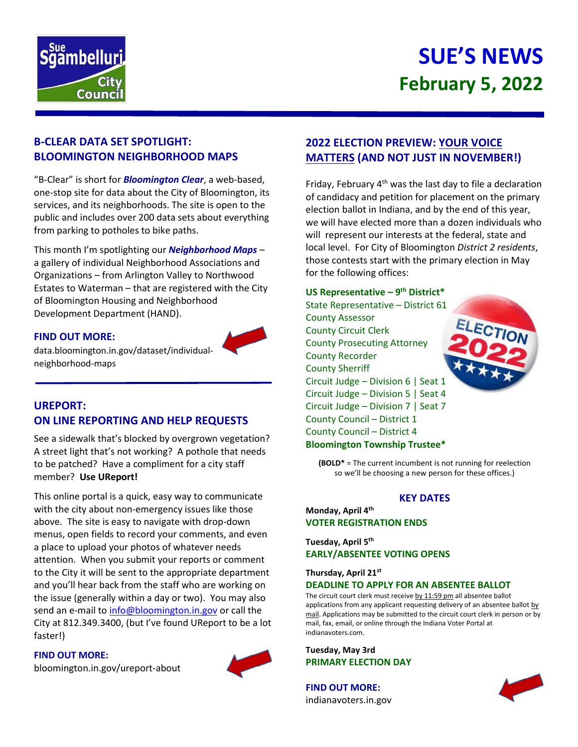# SUE'S NEWS
## February 5, 2022

## B-CLEAR DATA SET SPOTLIGHT: BLOOMINGTON NEIGHBORHOOD MAPS

"B-Clear" is short for ***Bloomington Clear***, a web-based, one-stop site for data about the City of Bloomington, its services, and its neighborhoods. The site is open to the public and includes over 200 data sets about everything from parking to potholes to bike paths.

This month I'm spotlighting our ***Neighborhood Maps*** – a gallery of individual Neighborhood Associations and Organizations – from Arlington Valley to Northwood Estates to Waterman – that are registered with the City of Bloomington Housing and Neighborhood Development Department (HAND).

**FIND OUT MORE:**
data.bloomington.in.gov/dataset/individual-neighborhood-maps

## UREPORT: ON LINE REPORTING AND HELP REQUESTS

See a sidewalk that's blocked by overgrown vegetation? A street light that's not working? A pothole that needs to be patched? Have a compliment for a city staff member? **Use UReport!**

This online portal is a quick, easy way to communicate with the city about non-emergency issues like those above. The site is easy to navigate with drop-down menus, open fields to record your comments, and even a place to upload your photos of whatever needs attention. When you submit your reports or comment to the City it will be sent to the appropriate department and you'll hear back from the staff who are working on the issue (generally within a day or two). You may also send an e-mail to info@bloomington.in.gov or call the City at 812.349.3400, (but I've found UReport to be a lot faster!)

**FIND OUT MORE:**
bloomington.in.gov/ureport-about

## 2022 ELECTION PREVIEW: YOUR VOICE MATTERS (AND NOT JUST IN NOVEMBER!)

Friday, February 4th was the last day to file a declaration of candidacy and petition for placement on the primary election ballot in Indiana, and by the end of this year, we will have elected more than a dozen individuals who will represent our interests at the federal, state and local level. For City of Bloomington *District 2 residents*, those contests start with the primary election in May for the following offices:

**US Representative – 9th District***
State Representative – District 61
County Assessor
County Circuit Clerk
County Prosecuting Attorney
County Recorder
County Sherriff
Circuit Judge – Division 6 | Seat 1
Circuit Judge – Division 5 | Seat 4
Circuit Judge – Division 7 | Seat 7
County Council – District 1
County Council – District 4
**Bloomington Township Trustee***

(**BOLD*** = The current incumbent is not running for reelection so we'll be choosing a new person for these offices.)

### KEY DATES

**Monday, April 4th**
**VOTER REGISTRATION ENDS**

**Tuesday, April 5th**
**EARLY/ABSENTEE VOTING OPENS**

**Thursday, April 21st**
**DEADLINE TO APPLY FOR AN ABSENTEE BALLOT**
The circuit court clerk must receive by 11:59 pm all absentee ballot applications from any applicant requesting delivery of an absentee ballot by mail. Applications may be submitted to the circuit court clerk in person or by mail, fax, email, or online through the Indiana Voter Portal at indianavoters.com.

**Tuesday, May 3rd**
**PRIMARY ELECTION DAY**

**FIND OUT MORE:**
indianavoters.in.gov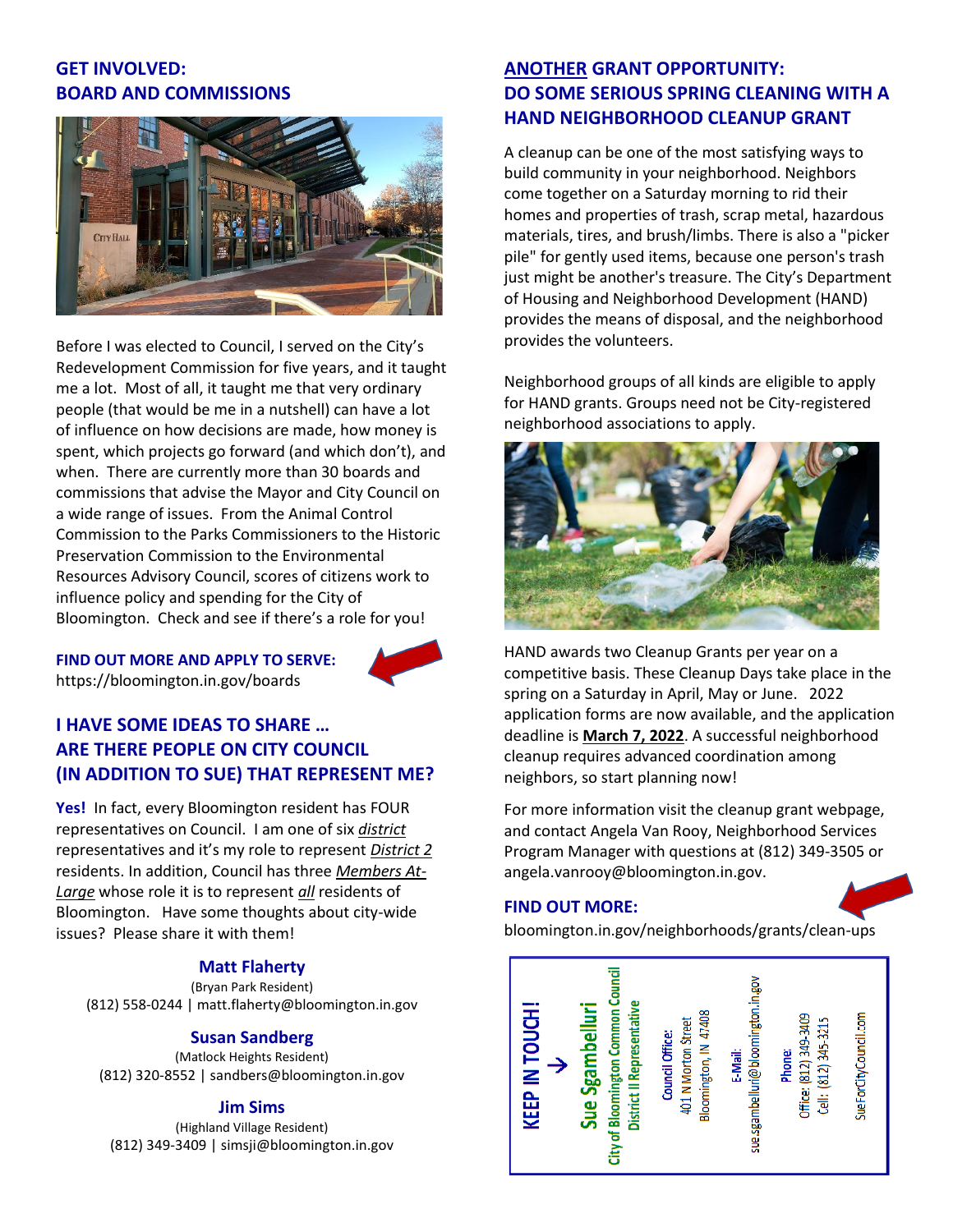## GET INVOLVED: BOARD AND COMMISSIONS

Before I was elected to Council, I served on the City's Redevelopment Commission for five years, and it taught me a lot. Most of all, it taught me that very ordinary people (that would be me in a nutshell) can have a lot of influence on how decisions are made, how money is spent, which projects go forward (and which don't), and when. There are currently more than 30 boards and commissions that advise the Mayor and City Council on a wide range of issues. From the Animal Control Commission to the Parks Commissioners to the Historic Preservation Commission to the Environmental Resources Advisory Council, scores of citizens work to influence policy and spending for the City of Bloomington. Check and see if there's a role for you!

**FIND OUT MORE AND APPLY TO SERVE:**
https://bloomington.in.gov/boards

## I HAVE SOME IDEAS TO SHARE … ARE THERE PEOPLE ON CITY COUNCIL (IN ADDITION TO SUE) THAT REPRESENT ME?

**Yes!** In fact, every Bloomington resident has FOUR representatives on Council. I am one of six *district* representatives and it's my role to represent *District 2* residents. In addition, Council has three *Members At-Large* whose role it is to represent *all* residents of Bloomington. Have some thoughts about city-wide issues? Please share it with them!

**Matt Flaherty**
(Bryan Park Resident)
(812) 558-0244 | matt.flaherty@bloomington.in.gov

**Susan Sandberg**
(Matlock Heights Resident)
(812) 320-8552 | sandbers@bloomington.in.gov

**Jim Sims**
(Highland Village Resident)
(812) 349-3409 | simsji@bloomington.in.gov

## ANOTHER GRANT OPPORTUNITY: DO SOME SERIOUS SPRING CLEANING WITH A HAND NEIGHBORHOOD CLEANUP GRANT

A cleanup can be one of the most satisfying ways to build community in your neighborhood. Neighbors come together on a Saturday morning to rid their homes and properties of trash, scrap metal, hazardous materials, tires, and brush/limbs. There is also a "picker pile" for gently used items, because one person's trash just might be another's treasure. The City's Department of Housing and Neighborhood Development (HAND) provides the means of disposal, and the neighborhood provides the volunteers.

Neighborhood groups of all kinds are eligible to apply for HAND grants. Groups need not be City-registered neighborhood associations to apply.

HAND awards two Cleanup Grants per year on a competitive basis. These Cleanup Days take place in the spring on a Saturday in April, May or June. 2022 application forms are now available, and the application deadline is **March 7, 2022**. A successful neighborhood cleanup requires advanced coordination among neighbors, so start planning now!

For more information visit the cleanup grant webpage, and contact Angela Van Rooy, Neighborhood Services Program Manager with questions at (812) 349-3505 or angela.vanrooy@bloomington.in.gov.

**FIND OUT MORE:**
bloomington.in.gov/neighborhoods/grants/clean-ups

**KEEP IN TOUCH!** →

**Sue Sgambelluri**
City of Bloomington Common Council
District II Representative

**Council Office:**
401 N Morton Street
Bloomington, IN 47408

**E-Mail:**
sue.sgambelluri@bloomington.in.gov

**Phone:**
Office: (812) 349-3409
Cell: (812) 345-3215

SueForCityCouncil.com